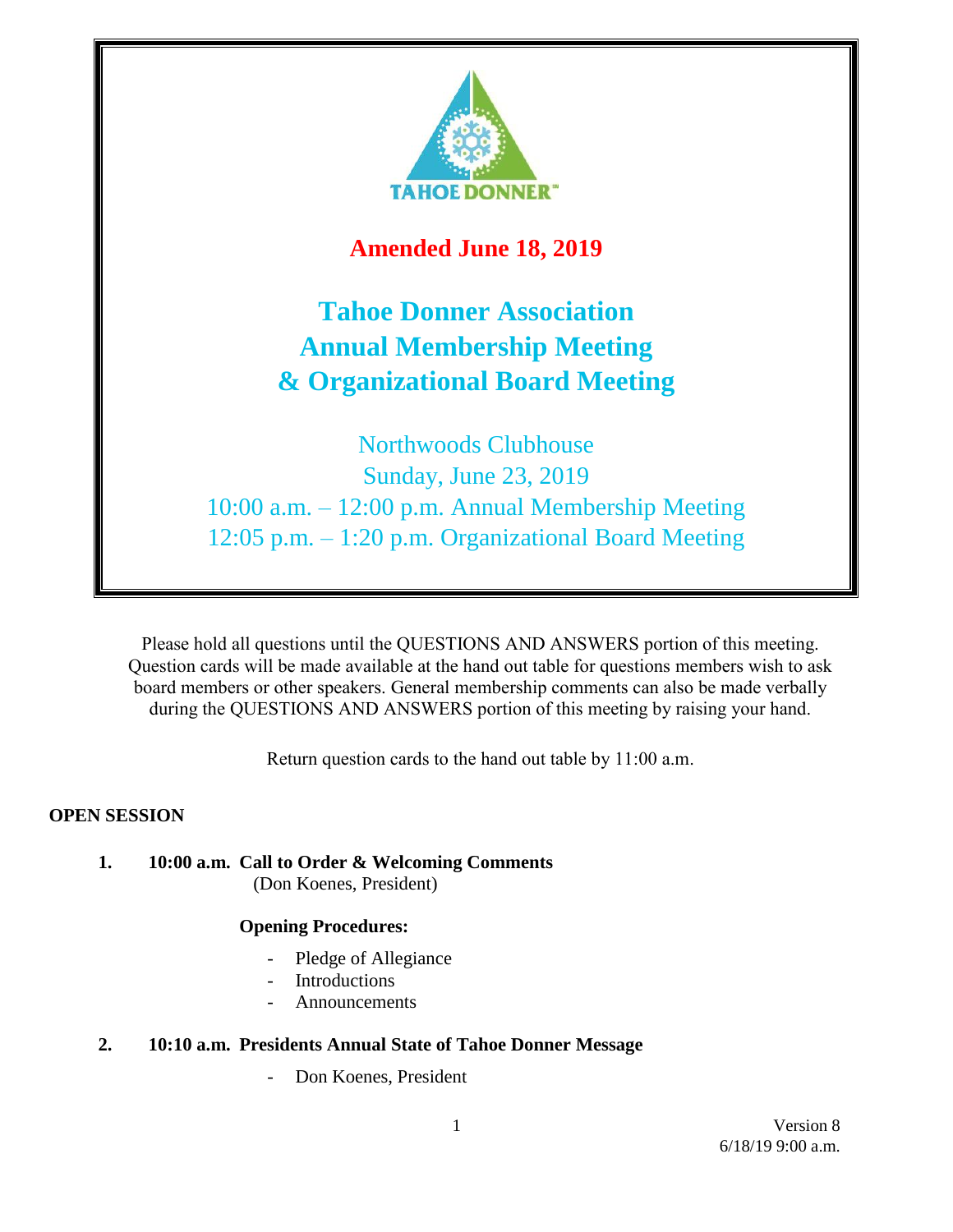TAHOE DONNER

**Amended June 18, 2019**

# Tahoe Donner Association
# Annual Membership Meeting
# & Organizational Board Meeting

Northwoods Clubhouse
Sunday, June 23, 2019
10:00 a.m. – 12:00 p.m. Annual Membership Meeting
12:05 p.m. – 1:20 p.m. Organizational Board Meeting

Please hold all questions until the QUESTIONS AND ANSWERS portion of this meeting. Question cards will be made available at the hand out table for questions members wish to ask board members or other speakers. General membership comments can also be made verbally during the QUESTIONS AND ANSWERS portion of this meeting by raising your hand.

Return question cards to the hand out table by 11:00 a.m.

## OPEN SESSION

**1. 10:00 a.m. Call to Order & Welcoming Comments**
(Don Koenes, President)

**Opening Procedures:**

- Pledge of Allegiance
- Introductions
- Announcements

**2. 10:10 a.m. Presidents Annual State of Tahoe Donner Message**

- Don Koenes, President

Version 8
6/18/19 9:00 a.m.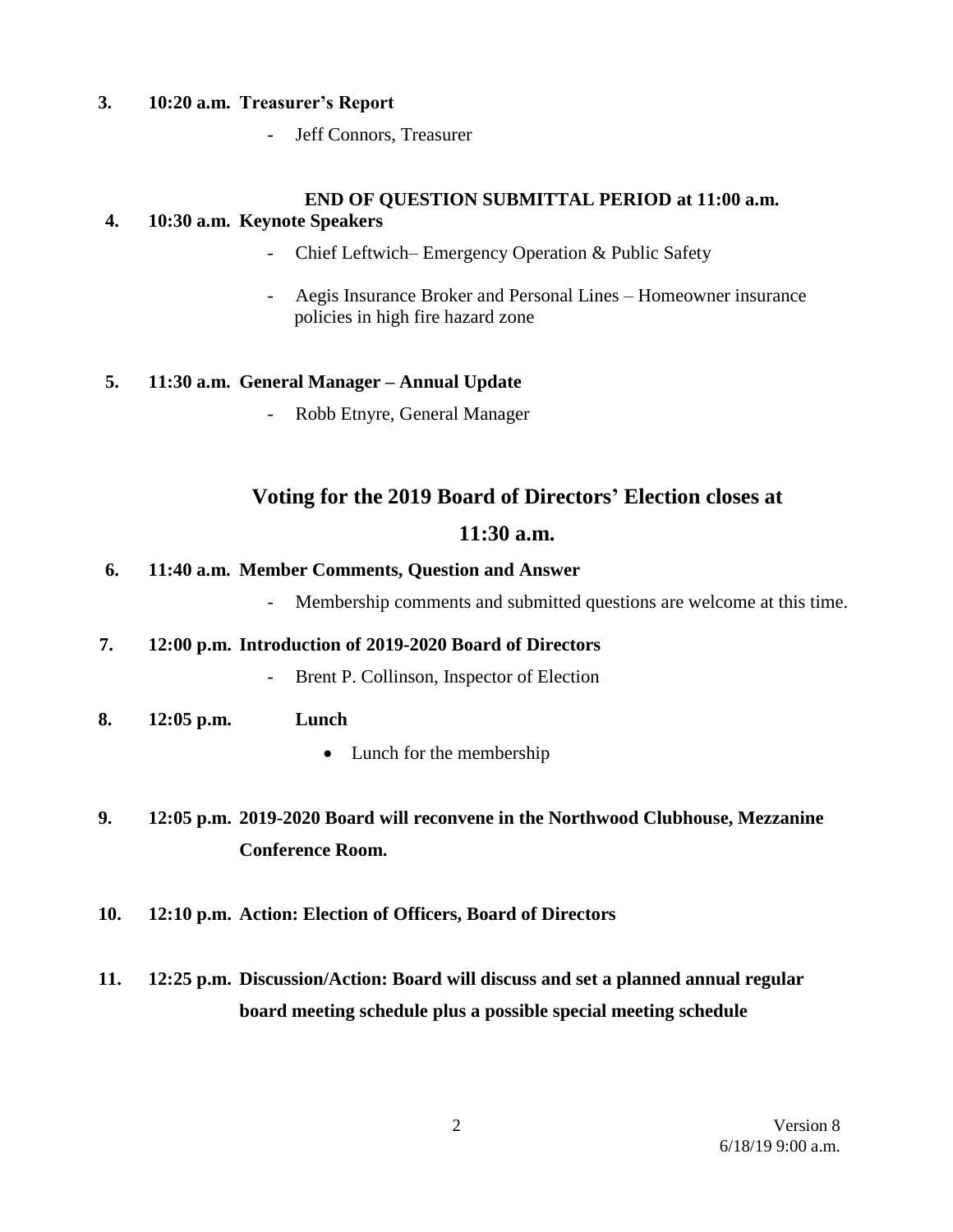**3. 10:20 a.m. Treasurer's Report**

- Jeff Connors, Treasurer

**END OF QUESTION SUBMITTAL PERIOD at 11:00 a.m.**

**4. 10:30 a.m. Keynote Speakers**

- Chief Leftwich– Emergency Operation & Public Safety
- Aegis Insurance Broker and Personal Lines – Homeowner insurance policies in high fire hazard zone

**5. 11:30 a.m. General Manager – Annual Update**

- Robb Etnyre, General Manager

## Voting for the 2019 Board of Directors' Election closes at 11:30 a.m.

**6. 11:40 a.m. Member Comments, Question and Answer**

- Membership comments and submitted questions are welcome at this time.

**7. 12:00 p.m. Introduction of 2019-2020 Board of Directors**

- Brent P. Collinson, Inspector of Election

**8. 12:05 p.m. Lunch**

- Lunch for the membership

**9. 12:05 p.m. 2019-2020 Board will reconvene in the Northwood Clubhouse, Mezzanine Conference Room.**

**10. 12:10 p.m. Action: Election of Officers, Board of Directors**

**11. 12:25 p.m. Discussion/Action: Board will discuss and set a planned annual regular board meeting schedule plus a possible special meeting schedule**

Version 8
6/18/19 9:00 a.m.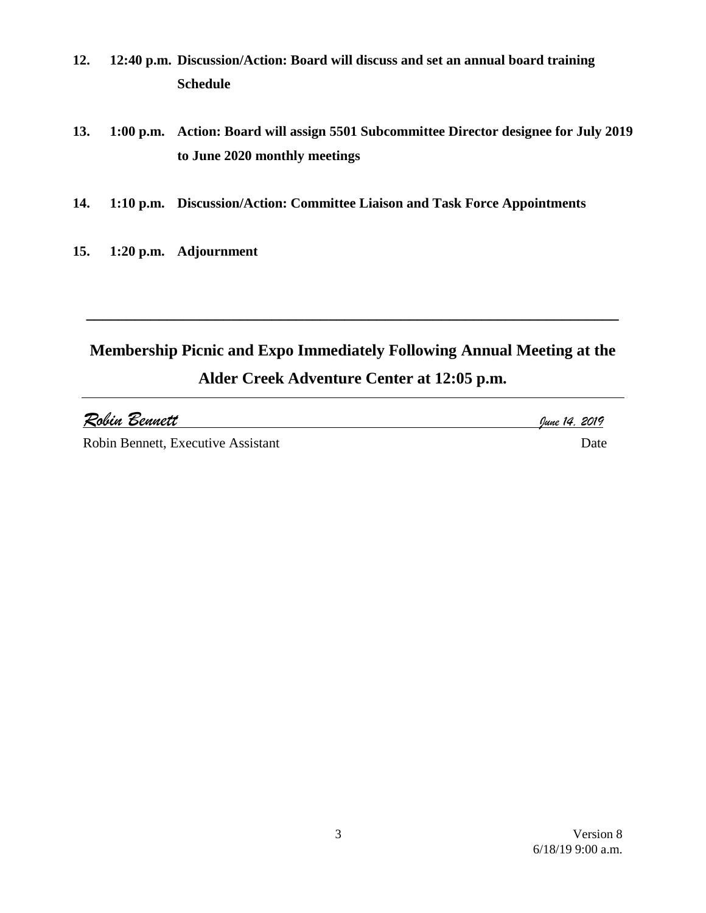**12. 12:40 p.m. Discussion/Action: Board will discuss and set an annual board training Schedule**

**13. 1:00 p.m. Action: Board will assign 5501 Subcommittee Director designee for July 2019 to June 2020 monthly meetings**

**14. 1:10 p.m. Discussion/Action: Committee Liaison and Task Force Appointments**

**15. 1:20 p.m. Adjournment**

---

**Membership Picnic and Expo Immediately Following Annual Meeting at the Alder Creek Adventure Center at 12:05 p.m.**

*Robin Bennett* *June 14, 2019*

Robin Bennett, Executive Assistant Date

Version 8
6/18/19 9:00 a.m.